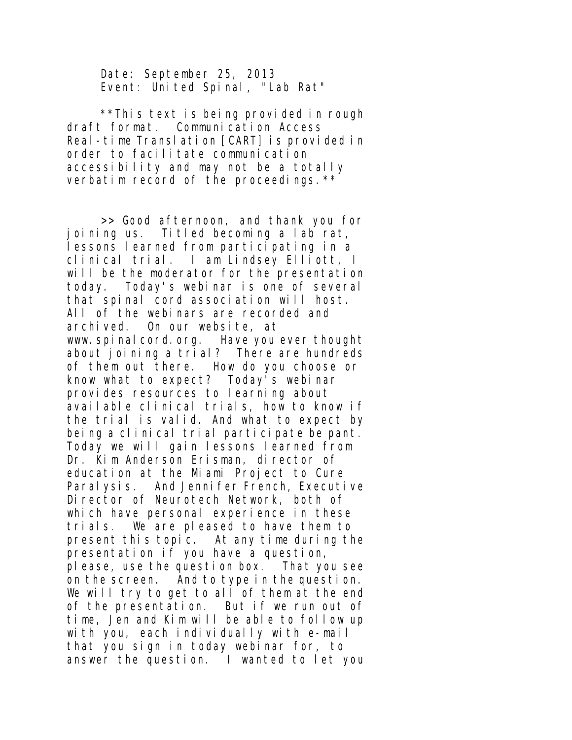Date: September 25, 2013
Event: United Spinal, "Lab Rat"

**This text is being provided in rough draft format. Communication Access Real-time Translation [CART] is provided in order to facilitate communication accessibility and may not be a totally verbatim record of the proceedings.**

>> Good afternoon, and thank you for joining us. Titled becoming a lab rat, lessons learned from participating in a clinical trial. I am Lindsey Elliott, I will be the moderator for the presentation today. Today's webinar is one of several that spinal cord association will host. All of the webinars are recorded and archived. On our website, at www.spinalcord.org. Have you ever thought about joining a trial? There are hundreds of them out there. How do you choose or know what to expect? Today's webinar provides resources to learning about available clinical trials, how to know if the trial is valid. And what to expect by being a clinical trial participate be pant. Today we will gain lessons learned from Dr. Kim Anderson Erisman, director of education at the Miami Project to Cure Paralysis. And Jennifer French, Executive Director of Neurotech Network, both of which have personal experience in these trials. We are pleased to have them to present this topic. At any time during the presentation if you have a question, please, use the question box. That you see on the screen. And to type in the question. We will try to get to all of them at the end of the presentation. But if we run out of time, Jen and Kim will be able to follow up with you, each individually with e-mail that you sign in today webinar for, to answer the question. I wanted to let you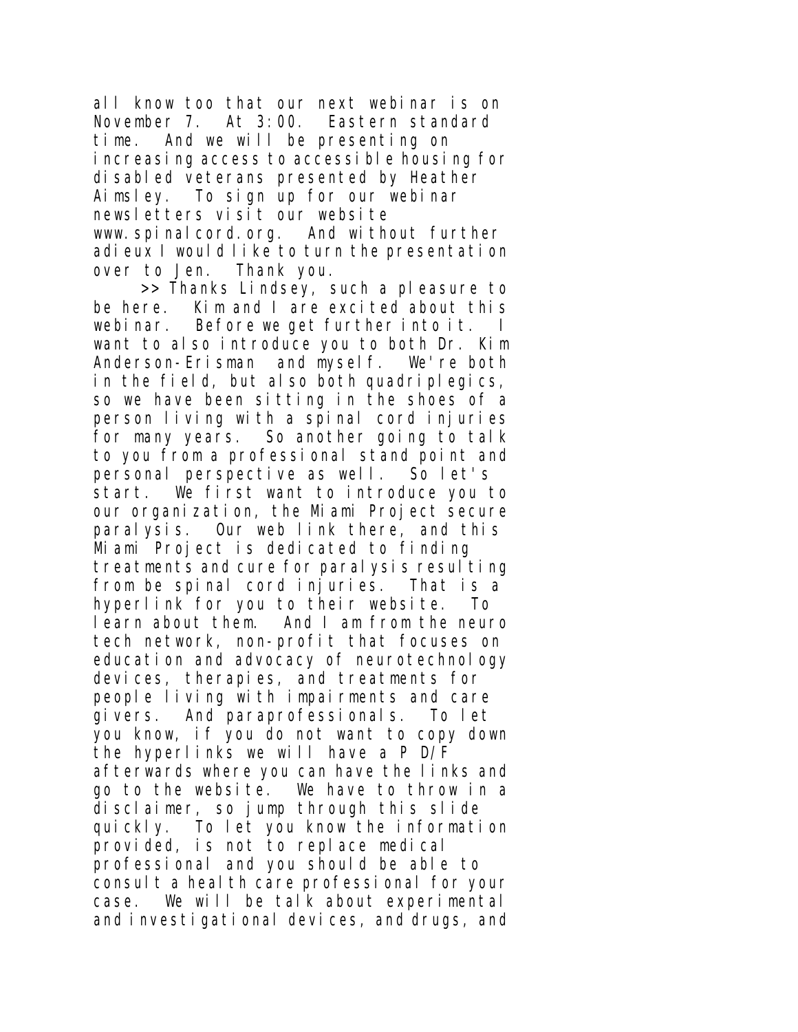all know too that our next webinar is on November 7. At 3:00. Eastern standard time. And we will be presenting on increasing access to accessible housing for disabled veterans presented by Heather Aimsley. To sign up for our webinar newsletters visit our website www.spinalcord.org. And without further adieux I would like to turn the presentation over to Jen. Thank you.

>> Thanks Lindsey, such a pleasure to be here. Kim and I are excited about this webinar. Before we get further into it. I want to also introduce you to both Dr. Kim Anderson-Erisman and myself. We're both in the field, but also both quadriplegics, so we have been sitting in the shoes of a person living with a spinal cord injuries for many years. So another going to talk to you from a professional stand point and personal perspective as well. So let's start. We first want to introduce you to our organization, the Miami Project secure paralysis. Our web link there, and this Miami Project is dedicated to finding treatments and cure for paralysis resulting from be spinal cord injuries. That is a hyperlink for you to their website. To learn about them. And I am from the neuro tech network, non-profit that focuses on education and advocacy of neurotechnology devices, therapies, and treatments for people living with impairments and care givers. And paraprofessionals. To let you know, if you do not want to copy down the hyperlinks we will have a P D/F afterwards where you can have the links and go to the website. We have to throw in a disclaimer, so jump through this slide quickly. To let you know the information provided, is not to replace medical professional and you should be able to consult a health care professional for your case. We will be talk about experimental and investigational devices, and drugs, and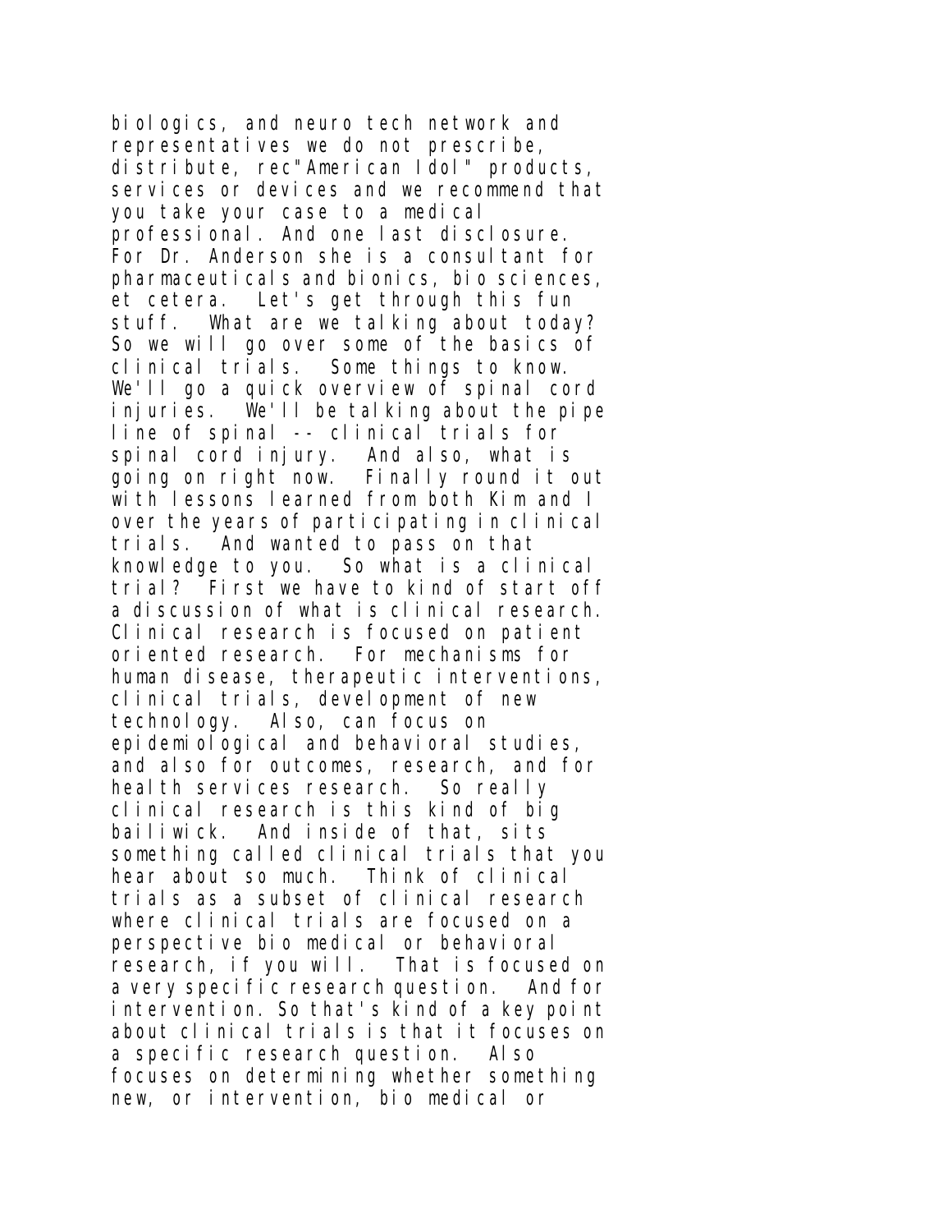biologics, and neuro tech network and representatives we do not prescribe, distribute, rec"American Idol" products, services or devices and we recommend that you take your case to a medical professional. And one last disclosure. For Dr. Anderson she is a consultant for pharmaceuticals and bionics, bio sciences, et cetera. Let's get through this fun stuff. What are we talking about today? So we will go over some of the basics of clinical trials. Some things to know. We'll go a quick overview of spinal cord injuries. We'll be talking about the pipe line of spinal -- clinical trials for spinal cord injury. And also, what is going on right now. Finally round it out with lessons learned from both Kim and I over the years of participating in clinical trials. And wanted to pass on that knowledge to you. So what is a clinical trial? First we have to kind of start off a discussion of what is clinical research. Clinical research is focused on patient oriented research. For mechanisms for human disease, therapeutic interventions, clinical trials, development of new technology. Also, can focus on epidemiological and behavioral studies, and also for outcomes, research, and for health services research. So really clinical research is this kind of big bailiwick. And inside of that, sits something called clinical trials that you hear about so much. Think of clinical trials as a subset of clinical research where clinical trials are focused on a perspective bio medical or behavioral research, if you will. That is focused on a very specific research question. And for intervention. So that's kind of a key point about clinical trials is that it focuses on a specific research question. Also focuses on determining whether something new, or intervention, bio medical or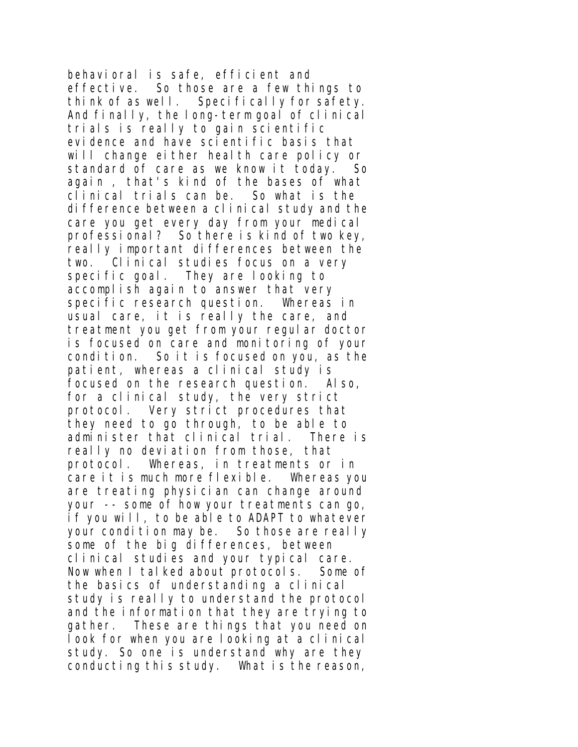behavioral is safe, efficient and effective. So those are a few things to think of as well. Specifically for safety. And finally, the long-term goal of clinical trials is really to gain scientific evidence and have scientific basis that will change either health care policy or standard of care as we know it today. So again , that's kind of the bases of what clinical trials can be. So what is the difference between a clinical study and the care you get every day from your medical professional? So there is kind of two key, really important differences between the two. Clinical studies focus on a very specific goal. They are looking to accomplish again to answer that very specific research question. Whereas in usual care, it is really the care, and treatment you get from your regular doctor is focused on care and monitoring of your condition. So it is focused on you, as the patient, whereas a clinical study is focused on the research question. Also, for a clinical study, the very strict protocol. Very strict procedures that they need to go through, to be able to administer that clinical trial. There is really no deviation from those, that protocol. Whereas, in treatments or in care it is much more flexible. Whereas you are treating physician can change around your -- some of how your treatments can go, if you will, to be able to ADAPT to whatever your condition may be. So those are really some of the big differences, between clinical studies and your typical care. Now when I talked about protocols. Some of the basics of understanding a clinical study is really to understand the protocol and the information that they are trying to gather. These are things that you need on look for when you are looking at a clinical study. So one is understand why are they conducting this study. What is the reason,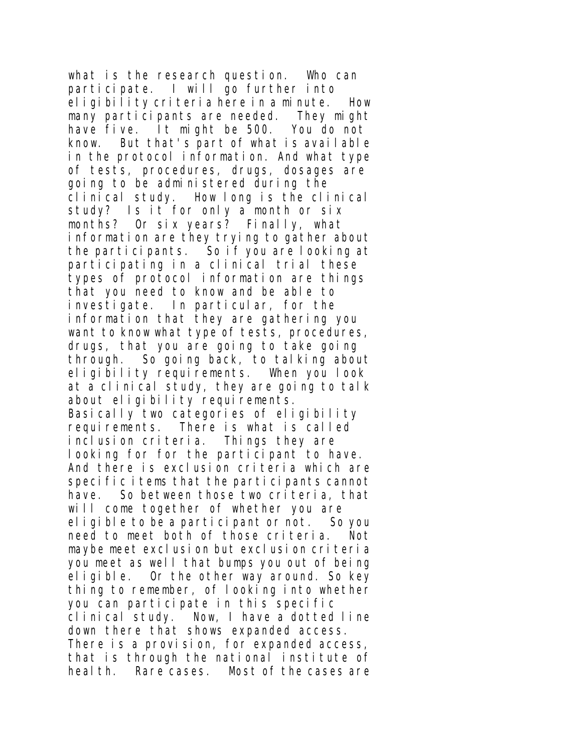what is the research question. Who can participate. I will go further into eligibility criteria here in a minute. How many participants are needed. They might have five. It might be 500. You do not know. But that's part of what is available in the protocol information. And what type of tests, procedures, drugs, dosages are going to be administered during the clinical study. How long is the clinical study? Is it for only a month or six months? Or six years? Finally, what information are they trying to gather about the participants. So if you are looking at participating in a clinical trial these types of protocol information are things that you need to know and be able to investigate. In particular, for the information that they are gathering you want to know what type of tests, procedures, drugs, that you are going to take going through. So going back, to talking about eligibility requirements. When you look at a clinical study, they are going to talk about eligibility requirements. Basically two categories of eligibility requirements. There is what is called inclusion criteria. Things they are looking for for the participant to have. And there is exclusion criteria which are specific items that the participants cannot have. So between those two criteria, that will come together of whether you are eligible to be a participant or not. So you need to meet both of those criteria. Not maybe meet exclusion but exclusion criteria you meet as well that bumps you out of being eligible. Or the other way around. So key thing to remember, of looking into whether you can participate in this specific clinical study. Now, I have a dotted line down there that shows expanded access. There is a provision, for expanded access, that is through the national institute of health. Rare cases. Most of the cases are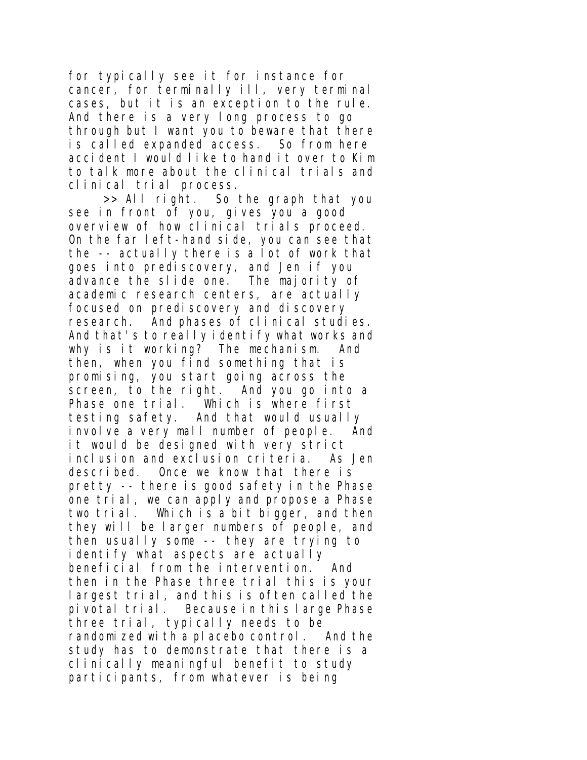for typically see it for instance for cancer, for terminally ill, very terminal cases, but it is an exception to the rule. And there is a very long process to go through but I want you to beware that there is called expanded access. So from here accident I would like to hand it over to Kim to talk more about the clinical trials and clinical trial process.

>> All right. So the graph that you see in front of you, gives you a good overview of how clinical trials proceed. On the far left-hand side, you can see that the -- actually there is a lot of work that goes into prediscovery, and Jen if you advance the slide one. The majority of academic research centers, are actually focused on prediscovery and discovery research. And phases of clinical studies. And that's to really identify what works and why is it working? The mechanism. And then, when you find something that is promising, you start going across the screen, to the right. And you go into a Phase one trial. Which is where first testing safety. And that would usually involve a very mall number of people. And it would be designed with very strict inclusion and exclusion criteria. As Jen described. Once we know that there is pretty -- there is good safety in the Phase one trial, we can apply and propose a Phase two trial. Which is a bit bigger, and then they will be larger numbers of people, and then usually some -- they are trying to identify what aspects are actually beneficial from the intervention. And then in the Phase three trial this is your largest trial, and this is often called the pivotal trial. Because in this large Phase three trial, typically needs to be randomized with a placebo control. And the study has to demonstrate that there is a clinically meaningful benefit to study participants, from whatever is being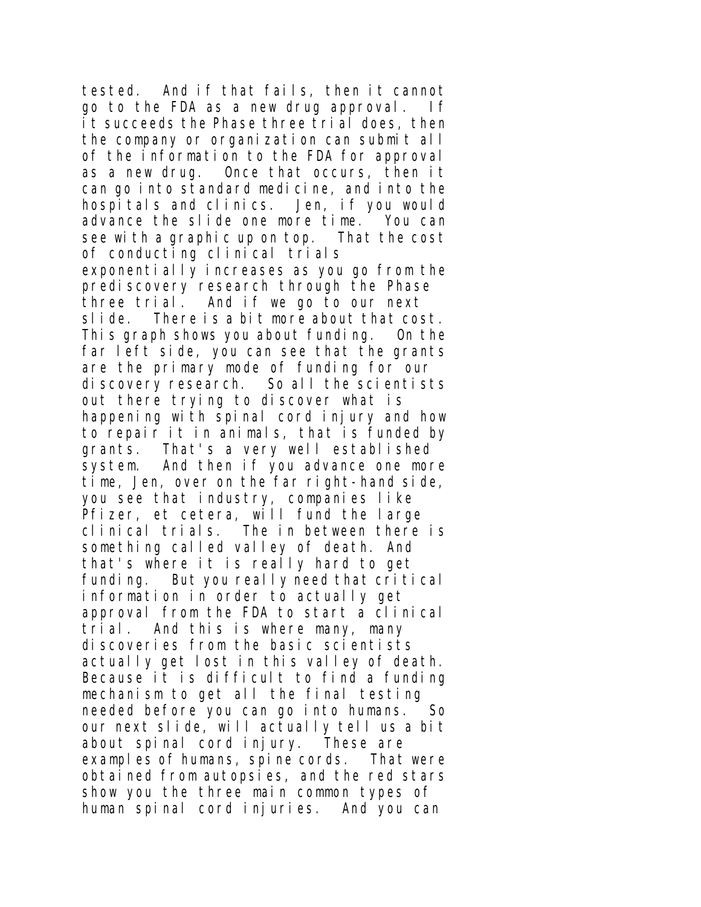tested. And if that fails, then it cannot go to the FDA as a new drug approval. If it succeeds the Phase three trial does, then the company or organization can submit all of the information to the FDA for approval as a new drug. Once that occurs, then it can go into standard medicine, and into the hospitals and clinics. Jen, if you would advance the slide one more time. You can see with a graphic up on top. That the cost of conducting clinical trials exponentially increases as you go from the prediscovery research through the Phase three trial. And if we go to our next slide. There is a bit more about that cost. This graph shows you about funding. On the far left side, you can see that the grants are the primary mode of funding for our discovery research. So all the scientists out there trying to discover what is happening with spinal cord injury and how to repair it in animals, that is funded by grants. That's a very well established system. And then if you advance one more time, Jen, over on the far right-hand side, you see that industry, companies like Pfizer, et cetera, will fund the large clinical trials. The in between there is something called valley of death. And that's where it is really hard to get funding. But you really need that critical information in order to actually get approval from the FDA to start a clinical trial. And this is where many, many discoveries from the basic scientists actually get lost in this valley of death. Because it is difficult to find a funding mechanism to get all the final testing needed before you can go into humans. So our next slide, will actually tell us a bit about spinal cord injury. These are examples of humans, spine cords. That were obtained from autopsies, and the red stars show you the three main common types of human spinal cord injuries. And you can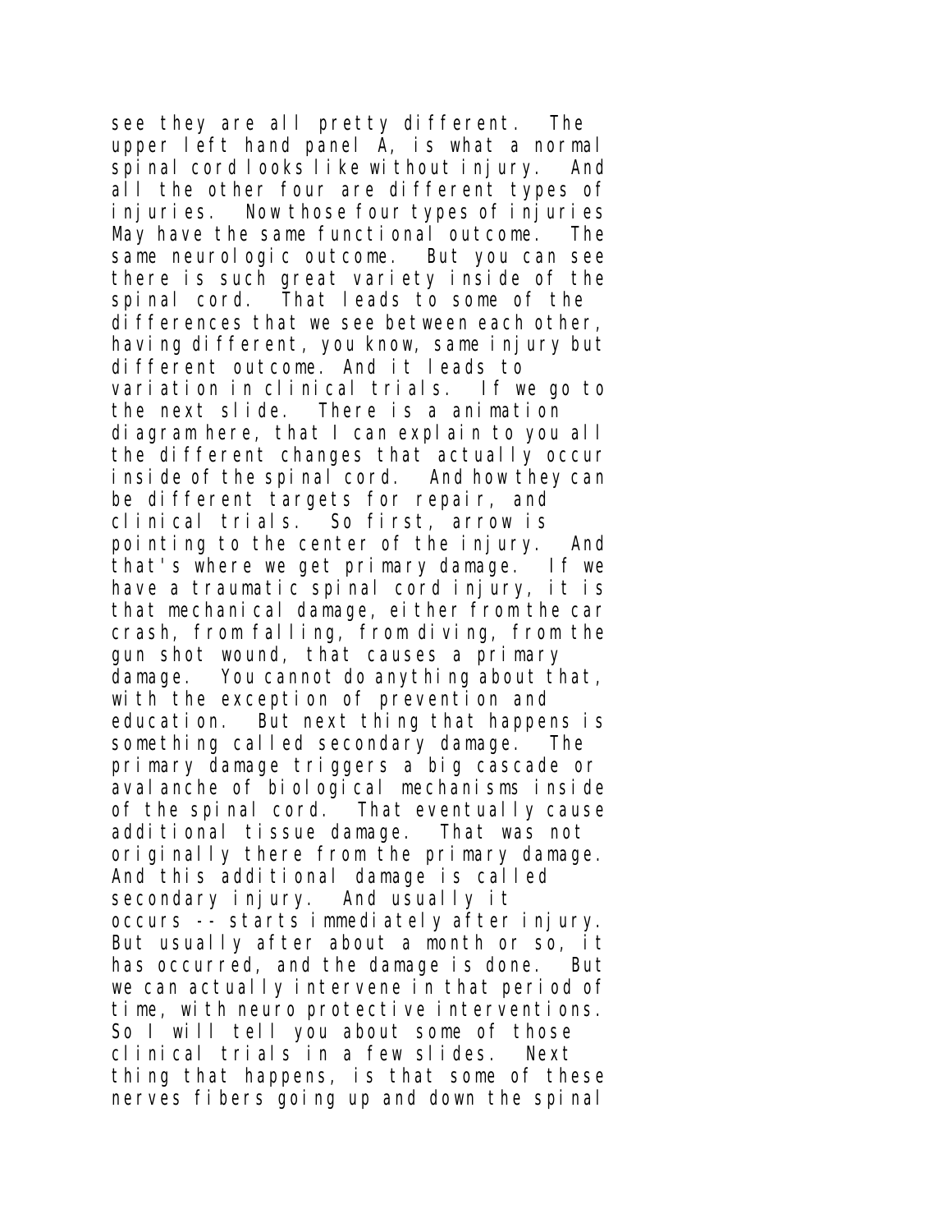see they are all pretty different. The upper left hand panel A, is what a normal spinal cord looks like without injury. And all the other four are different types of injuries. Now those four types of injuries May have the same functional outcome. The same neurologic outcome. But you can see there is such great variety inside of the spinal cord. That leads to some of the differences that we see between each other, having different, you know, same injury but different outcome. And it leads to variation in clinical trials. If we go to the next slide. There is a animation diagram here, that I can explain to you all the different changes that actually occur inside of the spinal cord. And how they can be different targets for repair, and clinical trials. So first, arrow is pointing to the center of the injury. And that's where we get primary damage. If we have a traumatic spinal cord injury, it is that mechanical damage, either from the car crash, from falling, from diving, from the gun shot wound, that causes a primary damage. You cannot do anything about that, with the exception of prevention and education. But next thing that happens is something called secondary damage. The primary damage triggers a big cascade or avalanche of biological mechanisms inside of the spinal cord. That eventually cause additional tissue damage. That was not originally there from the primary damage. And this additional damage is called secondary injury. And usually it occurs -- starts immediately after injury. But usually after about a month or so, it has occurred, and the damage is done. But we can actually intervene in that period of time, with neuro protective interventions. So I will tell you about some of those clinical trials in a few slides. Next thing that happens, is that some of these nerves fibers going up and down the spinal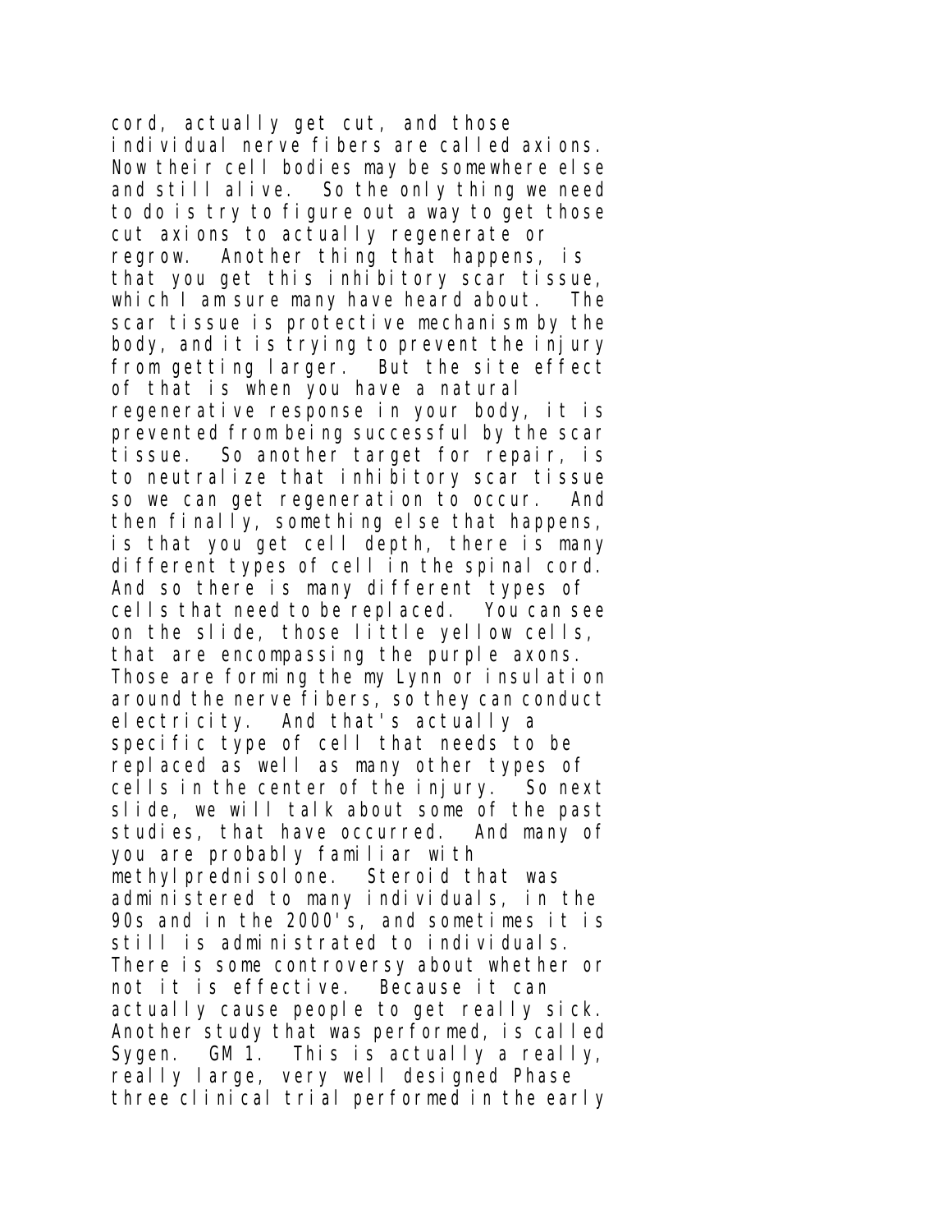cord, actually get cut, and those individual nerve fibers are called axions. Now their cell bodies may be somewhere else and still alive. So the only thing we need to do is try to figure out a way to get those cut axions to actually regenerate or regrow. Another thing that happens, is that you get this inhibitory scar tissue, which I am sure many have heard about. The scar tissue is protective mechanism by the body, and it is trying to prevent the injury from getting larger. But the site effect of that is when you have a natural regenerative response in your body, it is prevented from being successful by the scar tissue. So another target for repair, is to neutralize that inhibitory scar tissue so we can get regeneration to occur. And then finally, something else that happens, is that you get cell depth, there is many different types of cell in the spinal cord. And so there is many different types of cells that need to be replaced. You can see on the slide, those little yellow cells, that are encompassing the purple axons. Those are forming the my Lynn or insulation around the nerve fibers, so they can conduct electricity. And that's actually a specific type of cell that needs to be replaced as well as many other types of cells in the center of the injury. So next slide, we will talk about some of the past studies, that have occurred. And many of you are probably familiar with methylprednisolone. Steroid that was administered to many individuals, in the 90s and in the 2000's, and sometimes it is still is administrated to individuals. There is some controversy about whether or not it is effective. Because it can actually cause people to get really sick. Another study that was performed, is called Sygen. GM 1. This is actually a really, really large, very well designed Phase three clinical trial performed in the early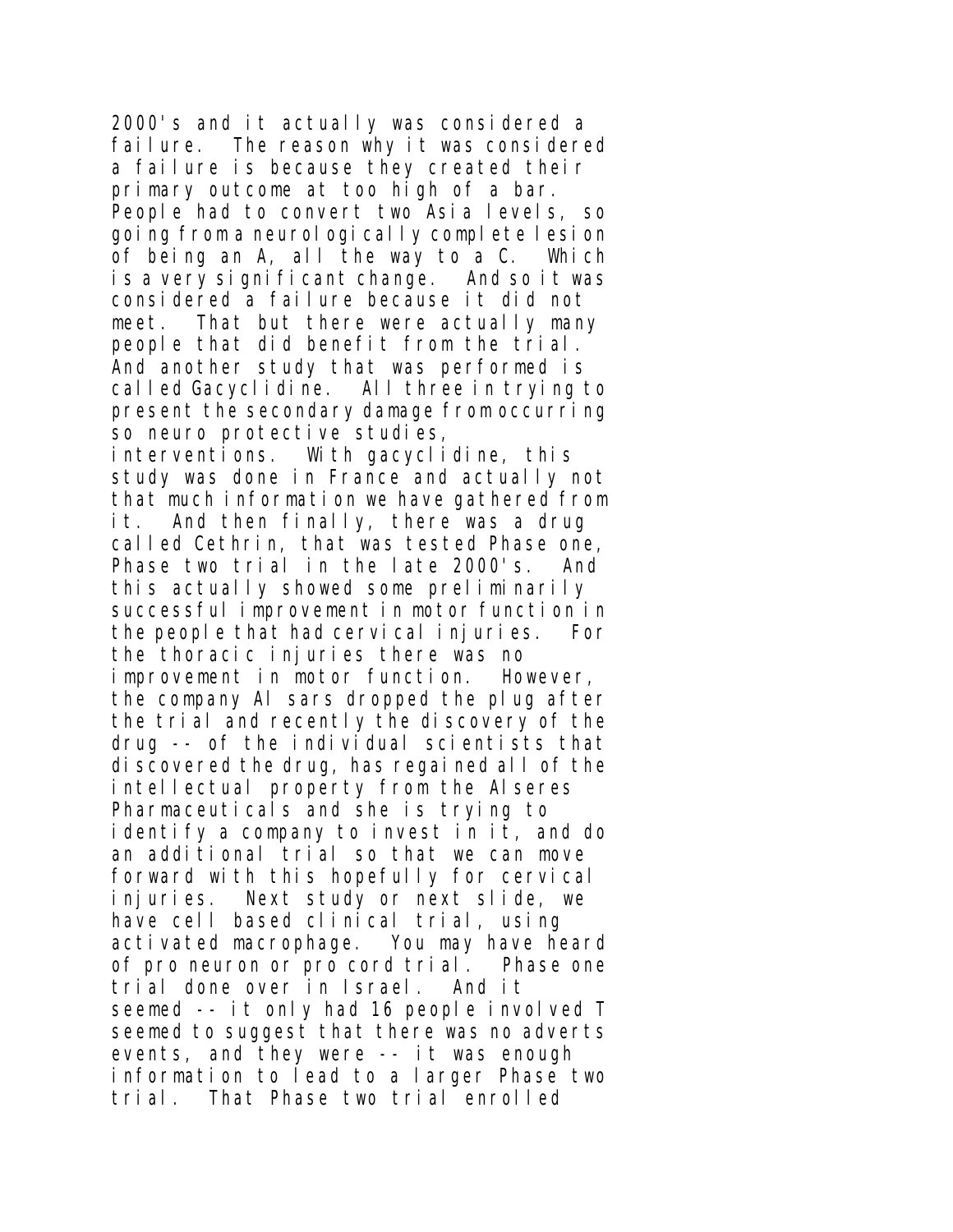2000's and it actually was considered a failure. The reason why it was considered a failure is because they created their primary outcome at too high of a bar. People had to convert two Asia levels, so going from a neurologically complete lesion of being an A, all the way to a C. Which is a very significant change. And so it was considered a failure because it did not meet. That but there were actually many people that did benefit from the trial. And another study that was performed is called Gacyclidine. All three in trying to present the secondary damage from occurring so neuro protective studies, interventions. With gacyclidine, this study was done in France and actually not that much information we have gathered from it. And then finally, there was a drug called Cethrin, that was tested Phase one, Phase two trial in the late 2000's. And this actually showed some preliminarily successful improvement in motor function in the people that had cervical injuries. For the thoracic injuries there was no improvement in motor function. However, the company Al sars dropped the plug after the trial and recently the discovery of the drug -- of the individual scientists that discovered the drug, has regained all of the intellectual property from the Alseres Pharmaceuticals and she is trying to identify a company to invest in it, and do an additional trial so that we can move forward with this hopefully for cervical injuries. Next study or next slide, we have cell based clinical trial, using activated macrophage. You may have heard of pro neuron or pro cord trial. Phase one trial done over in Israel. And it seemed -- it only had 16 people involved T seemed to suggest that there was no adverts events, and they were -- it was enough information to lead to a larger Phase two trial. That Phase two trial enrolled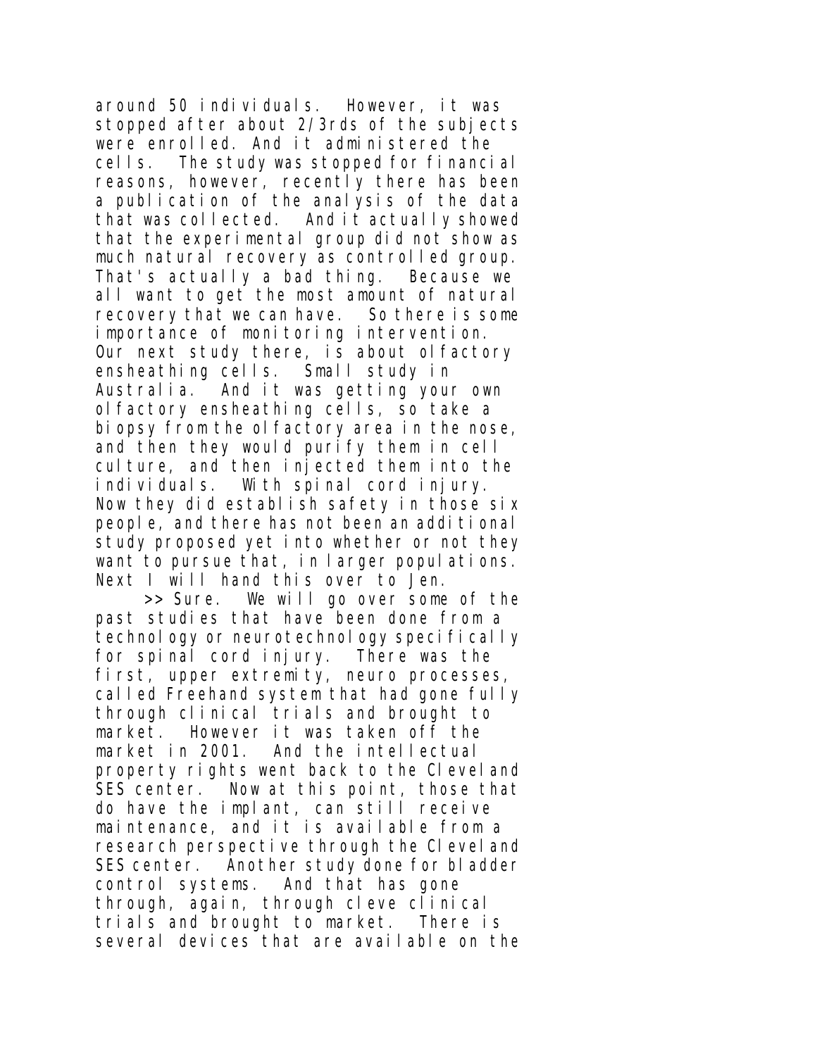around 50 individuals. However, it was stopped after about 2/3rds of the subjects were enrolled. And it administered the cells. The study was stopped for financial reasons, however, recently there has been a publication of the analysis of the data that was collected. And it actually showed that the experimental group did not show as much natural recovery as controlled group. That's actually a bad thing. Because we all want to get the most amount of natural recovery that we can have. So there is some importance of monitoring intervention. Our next study there, is about olfactory ensheathing cells. Small study in Australia. And it was getting your own olfactory ensheathing cells, so take a biopsy from the olfactory area in the nose, and then they would purify them in cell culture, and then injected them into the individuals. With spinal cord injury. Now they did establish safety in those six people, and there has not been an additional study proposed yet into whether or not they want to pursue that, in larger populations. Next I will hand this over to Jen.

>> Sure. We will go over some of the past studies that have been done from a technology or neurotechnology specifically for spinal cord injury. There was the first, upper extremity, neuro processes, called Freehand system that had gone fully through clinical trials and brought to market. However it was taken off the market in 2001. And the intellectual property rights went back to the Cleveland SES center. Now at this point, those that do have the implant, can still receive maintenance, and it is available from a research perspective through the Cleveland SES center. Another study done for bladder control systems. And that has gone through, again, through cleve clinical trials and brought to market. There is several devices that are available on the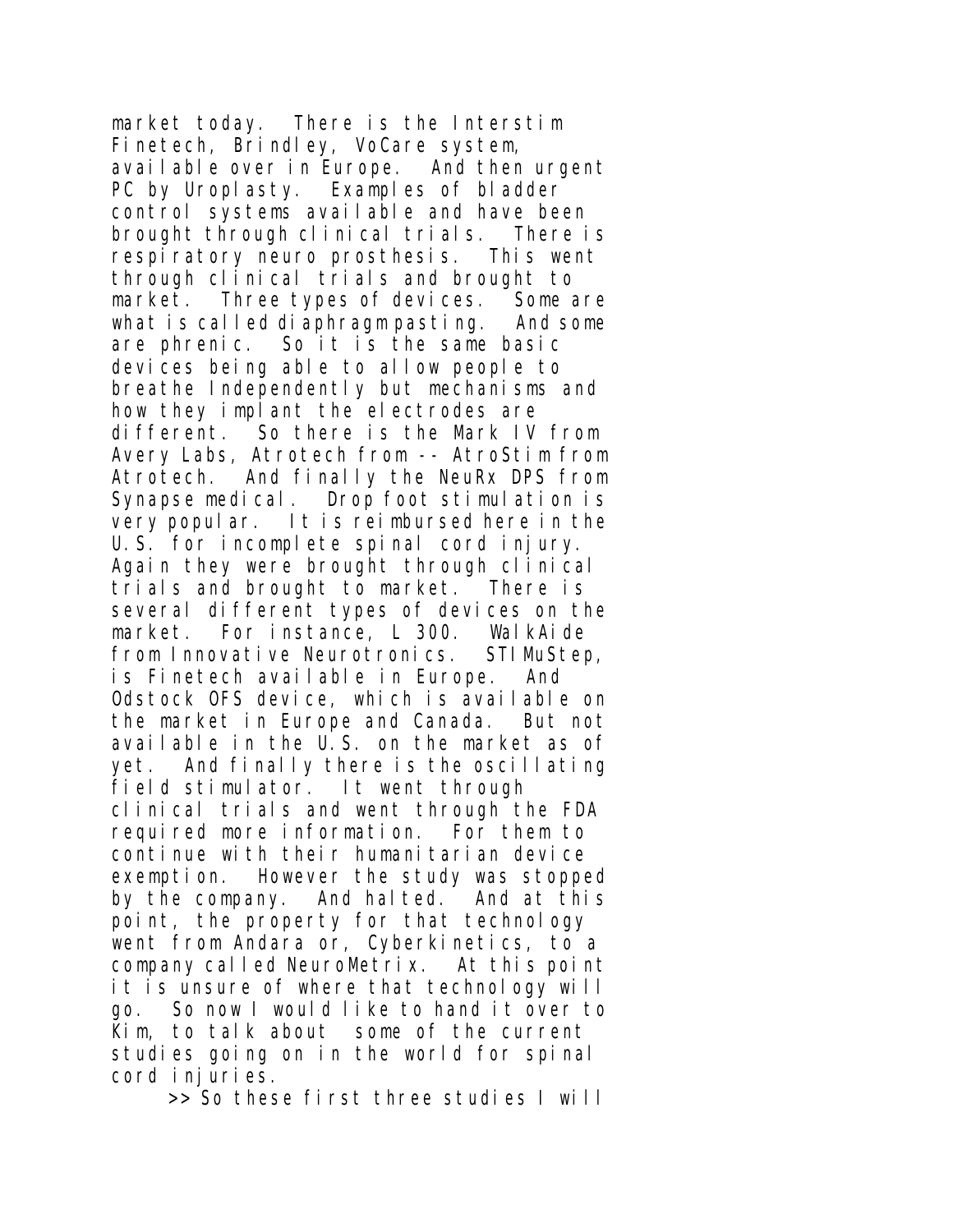market today. There is the Interstim Finetech, Brindley, VoCare system, available over in Europe. And then urgent PC by Uroplasty. Examples of bladder control systems available and have been brought through clinical trials. There is respiratory neuro prosthesis. This went through clinical trials and brought to market. Three types of devices. Some are what is called diaphragm pasting. And some are phrenic. So it is the same basic devices being able to allow people to breathe Independently but mechanisms and how they implant the electrodes are different. So there is the Mark IV from Avery Labs, Atrotech from -- AtroStim from Atrotech. And finally the NeuRx DPS from Synapse medical. Drop foot stimulation is very popular. It is reimbursed here in the U.S. for incomplete spinal cord injury. Again they were brought through clinical trials and brought to market. There is several different types of devices on the market. For instance, L 300. WalkAide from Innovative Neurotronics. STIMuStep, is Finetech available in Europe. And Odstock OFS device, which is available on the market in Europe and Canada. But not available in the U.S. on the market as of yet. And finally there is the oscillating field stimulator. It went through clinical trials and went through the FDA required more information. For them to continue with their humanitarian device exemption. However the study was stopped by the company. And halted. And at this point, the property for that technology went from Andara or, Cyberkinetics, to a company called NeuroMetrix. At this point it is unsure of where that technology will go. So now I would like to hand it over to Kim, to talk about some of the current studies going on in the world for spinal cord injuries.

>> So these first three studies I will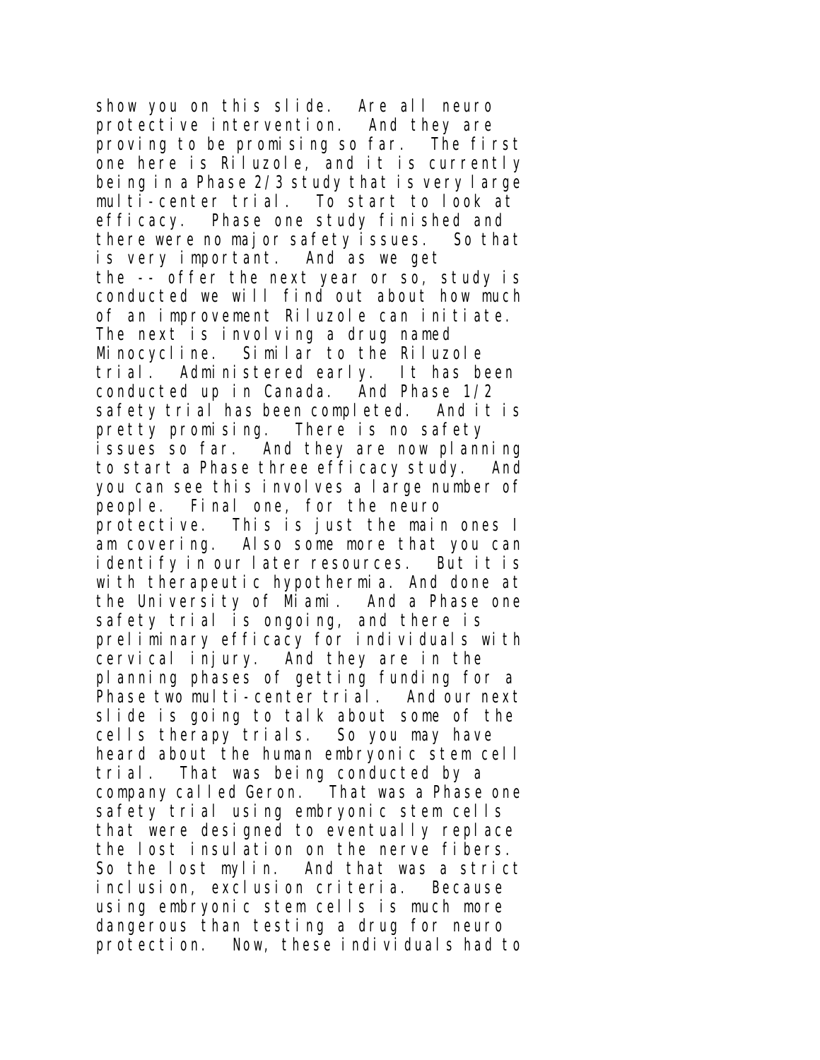show you on this slide. Are all neuro protective intervention. And they are proving to be promising so far. The first one here is Riluzole, and it is currently being in a Phase 2/3 study that is very large multi-center trial. To start to look at efficacy. Phase one study finished and there were no major safety issues. So that is very important. And as we get the -- offer the next year or so, study is conducted we will find out about how much of an improvement Riluzole can initiate. The next is involving a drug named Minocycline. Similar to the Riluzole trial. Administered early. It has been conducted up in Canada. And Phase 1/2 safety trial has been completed. And it is pretty promising. There is no safety issues so far. And they are now planning to start a Phase three efficacy study. And you can see this involves a large number of people. Final one, for the neuro protective. This is just the main ones I am covering. Also some more that you can identify in our later resources. But it is with therapeutic hypothermia. And done at the University of Miami. And a Phase one safety trial is ongoing, and there is preliminary efficacy for individuals with cervical injury. And they are in the planning phases of getting funding for a Phase two multi-center trial. And our next slide is going to talk about some of the cells therapy trials. So you may have heard about the human embryonic stem cell trial. That was being conducted by a company called Geron. That was a Phase one safety trial using embryonic stem cells that were designed to eventually replace the lost insulation on the nerve fibers. So the lost mylin. And that was a strict inclusion, exclusion criteria. Because using embryonic stem cells is much more dangerous than testing a drug for neuro protection. Now, these individuals had to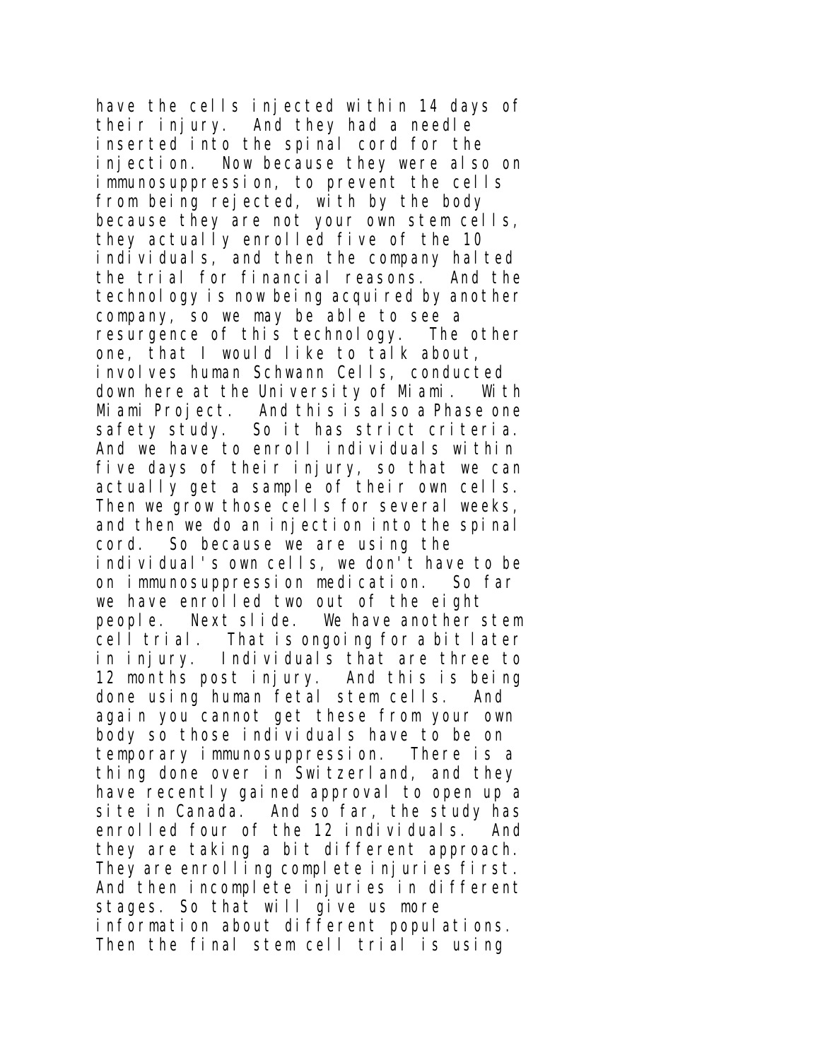have the cells injected within 14 days of their injury. And they had a needle inserted into the spinal cord for the injection. Now because they were also on immunosuppression, to prevent the cells from being rejected, with by the body because they are not your own stem cells, they actually enrolled five of the 10 individuals, and then the company halted the trial for financial reasons. And the technology is now being acquired by another company, so we may be able to see a resurgence of this technology. The other one, that I would like to talk about, involves human Schwann Cells, conducted down here at the University of Miami. With Miami Project. And this is also a Phase one safety study. So it has strict criteria. And we have to enroll individuals within five days of their injury, so that we can actually get a sample of their own cells. Then we grow those cells for several weeks, and then we do an injection into the spinal cord. So because we are using the individual's own cells, we don't have to be on immunosuppression medication. So far we have enrolled two out of the eight people. Next slide. We have another stem cell trial. That is ongoing for a bit later in injury. Individuals that are three to 12 months post injury. And this is being done using human fetal stem cells. And again you cannot get these from your own body so those individuals have to be on temporary immunosuppression. There is a thing done over in Switzerland, and they have recently gained approval to open up a site in Canada. And so far, the study has enrolled four of the 12 individuals. And they are taking a bit different approach. They are enrolling complete injuries first. And then incomplete injuries in different stages. So that will give us more information about different populations. Then the final stem cell trial is using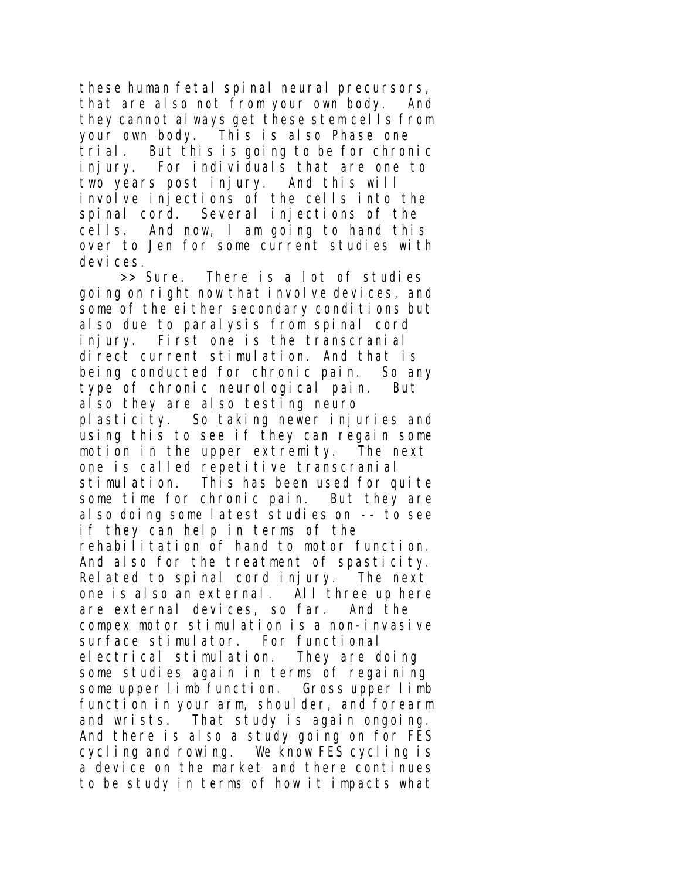these human fetal spinal neural precursors, that are also not from your own body. And they cannot always get these stem cells from your own body. This is also Phase one trial. But this is going to be for chronic injury. For individuals that are one to two years post injury. And this will involve injections of the cells into the spinal cord. Several injections of the cells. And now, I am going to hand this over to Jen for some current studies with devices.

>> Sure. There is a lot of studies going on right now that involve devices, and some of the either secondary conditions but also due to paralysis from spinal cord injury. First one is the transcranial direct current stimulation. And that is being conducted for chronic pain. So any type of chronic neurological pain. But also they are also testing neuro plasticity. So taking newer injuries and using this to see if they can regain some motion in the upper extremity. The next one is called repetitive transcranial stimulation. This has been used for quite some time for chronic pain. But they are also doing some latest studies on -- to see if they can help in terms of the rehabilitation of hand to motor function. And also for the treatment of spasticity. Related to spinal cord injury. The next one is also an external. All three up here are external devices, so far. And the compex motor stimulation is a non-invasive surface stimulator. For functional electrical stimulation. They are doing some studies again in terms of regaining some upper limb function. Gross upper limb function in your arm, shoulder, and forearm and wrists. That study is again ongoing. And there is also a study going on for FES cycling and rowing. We know FES cycling is a device on the market and there continues to be study in terms of how it impacts what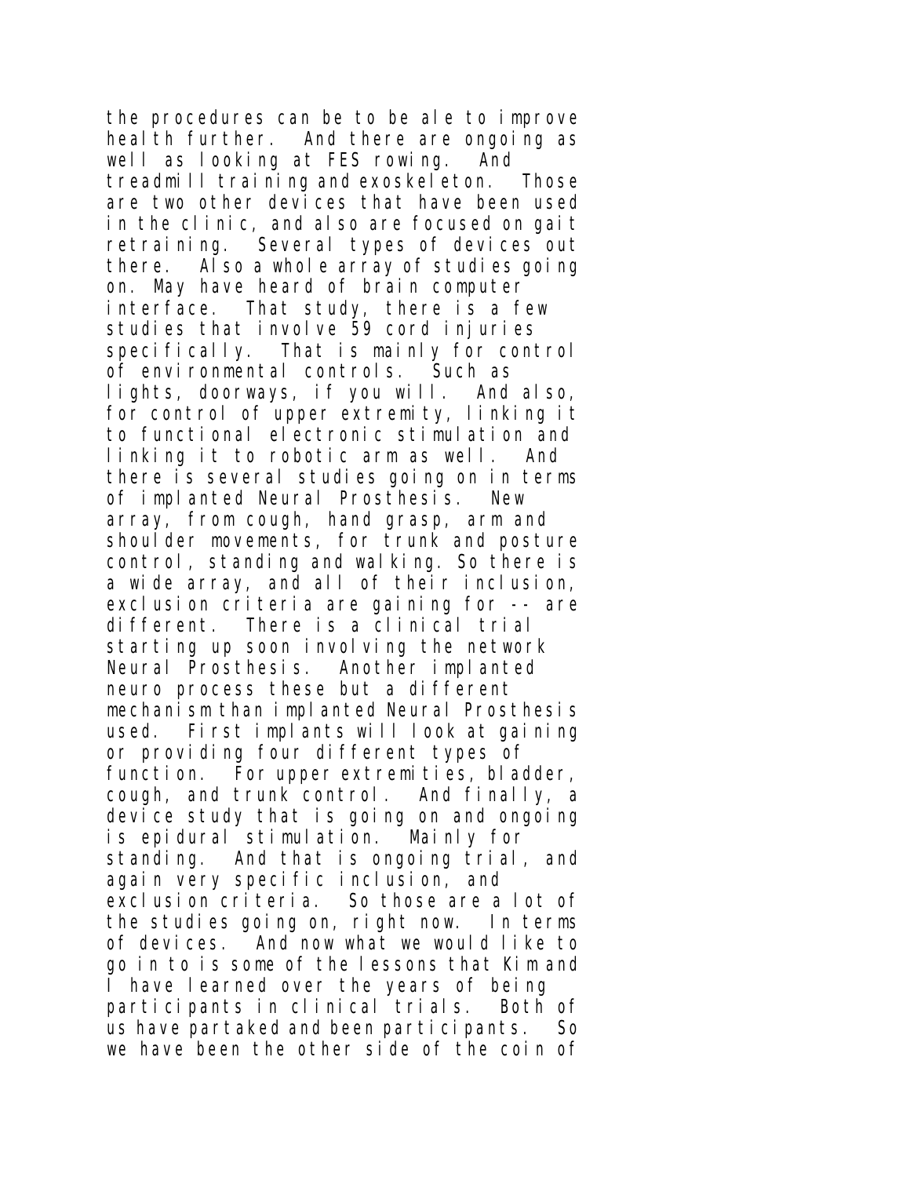the procedures can be to be ale to improve health further. And there are ongoing as well as looking at FES rowing. And treadmill training and exoskeleton. Those are two other devices that have been used in the clinic, and also are focused on gait retraining. Several types of devices out there. Also a whole array of studies going on. May have heard of brain computer interface. That study, there is a few studies that involve 59 cord injuries specifically. That is mainly for control of environmental controls. Such as lights, doorways, if you will. And also, for control of upper extremity, linking it to functional electronic stimulation and linking it to robotic arm as well. And there is several studies going on in terms of implanted Neural Prosthesis. New array, from cough, hand grasp, arm and shoulder movements, for trunk and posture control, standing and walking. So there is a wide array, and all of their inclusion, exclusion criteria are gaining for -- are different. There is a clinical trial starting up soon involving the network Neural Prosthesis. Another implanted neuro process these but a different mechanism than implanted Neural Prosthesis used. First implants will look at gaining or providing four different types of function. For upper extremities, bladder, cough, and trunk control. And finally, a device study that is going on and ongoing is epidural stimulation. Mainly for standing. And that is ongoing trial, and again very specific inclusion, and exclusion criteria. So those are a lot of the studies going on, right now. In terms of devices. And now what we would like to go in to is some of the lessons that Kim and I have learned over the years of being participants in clinical trials. Both of us have partaked and been participants. So we have been the other side of the coin of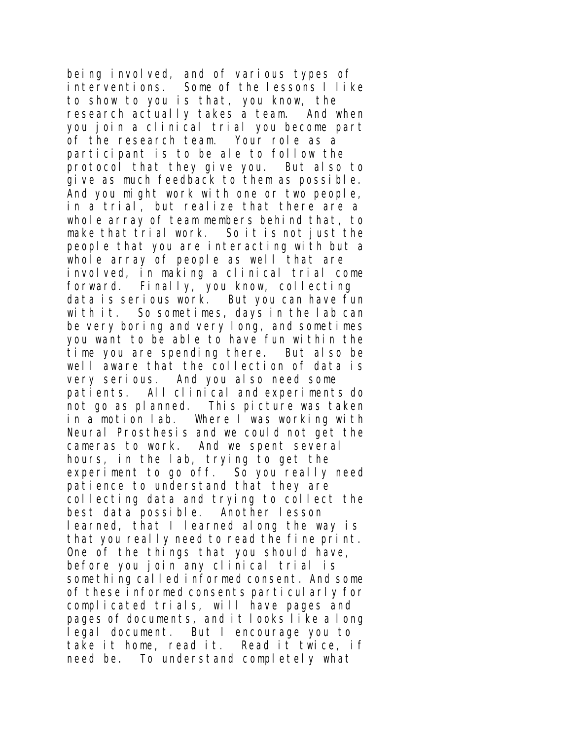being involved, and of various types of interventions. Some of the lessons I like to show to you is that, you know, the research actually takes a team. And when you join a clinical trial you become part of the research team. Your role as a participant is to be ale to follow the protocol that they give you. But also to give as much feedback to them as possible. And you might work with one or two people, in a trial, but realize that there are a whole array of team members behind that, to make that trial work. So it is not just the people that you are interacting with but a whole array of people as well that are involved, in making a clinical trial come forward. Finally, you know, collecting data is serious work. But you can have fun with it. So sometimes, days in the lab can be very boring and very long, and sometimes you want to be able to have fun within the time you are spending there. But also be well aware that the collection of data is very serious. And you also need some patients. All clinical and experiments do not go as planned. This picture was taken in a motion lab. Where I was working with Neural Prosthesis and we could not get the cameras to work. And we spent several hours, in the lab, trying to get the experiment to go off. So you really need patience to understand that they are collecting data and trying to collect the best data possible. Another lesson learned, that I learned along the way is that you really need to read the fine print. One of the things that you should have, before you join any clinical trial is something called informed consent. And some of these informed consents particularly for complicated trials, will have pages and pages of documents, and it looks like a long legal document. But I encourage you to take it home, read it. Read it twice, if need be. To understand completely what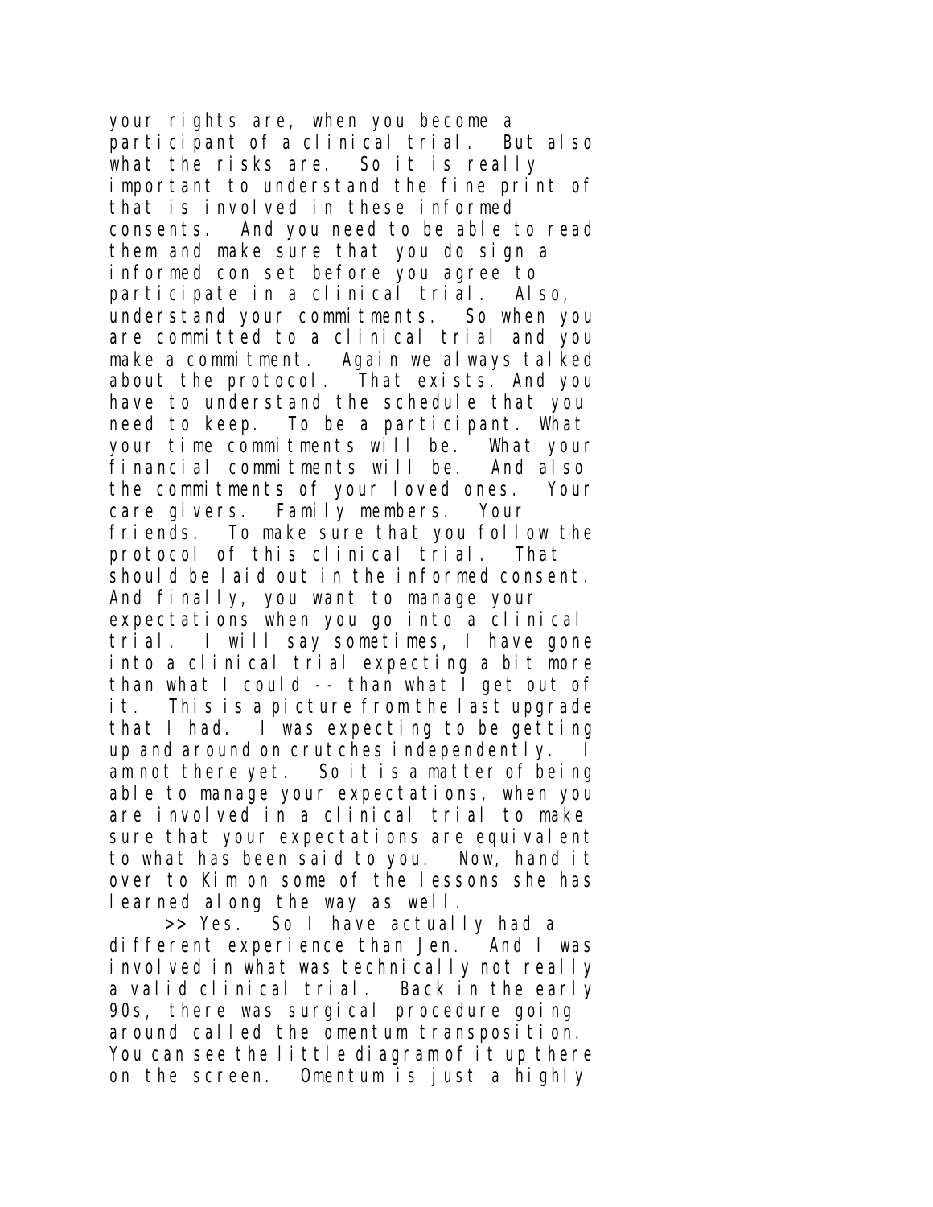your rights are, when you become a participant of a clinical trial. But also what the risks are. So it is really important to understand the fine print of that is involved in these informed consents. And you need to be able to read them and make sure that you do sign a informed con set before you agree to participate in a clinical trial. Also, understand your commitments. So when you are committed to a clinical trial and you make a commitment. Again we always talked about the protocol. That exists. And you have to understand the schedule that you need to keep. To be a participant. What your time commitments will be. What your financial commitments will be. And also the commitments of your loved ones. Your care givers. Family members. Your friends. To make sure that you follow the protocol of this clinical trial. That should be laid out in the informed consent. And finally, you want to manage your expectations when you go into a clinical trial. I will say sometimes, I have gone into a clinical trial expecting a bit more than what I could -- than what I get out of it. This is a picture from the last upgrade that I had. I was expecting to be getting up and around on crutches independently. I am not there yet. So it is a matter of being able to manage your expectations, when you are involved in a clinical trial to make sure that your expectations are equivalent to what has been said to you. Now, hand it over to Kim on some of the lessons she has learned along the way as well.

>> Yes. So I have actually had a different experience than Jen. And I was involved in what was technically not really a valid clinical trial. Back in the early 90s, there was surgical procedure going around called the omentum transposition. You can see the little diagram of it up there on the screen. Omentum is just a highly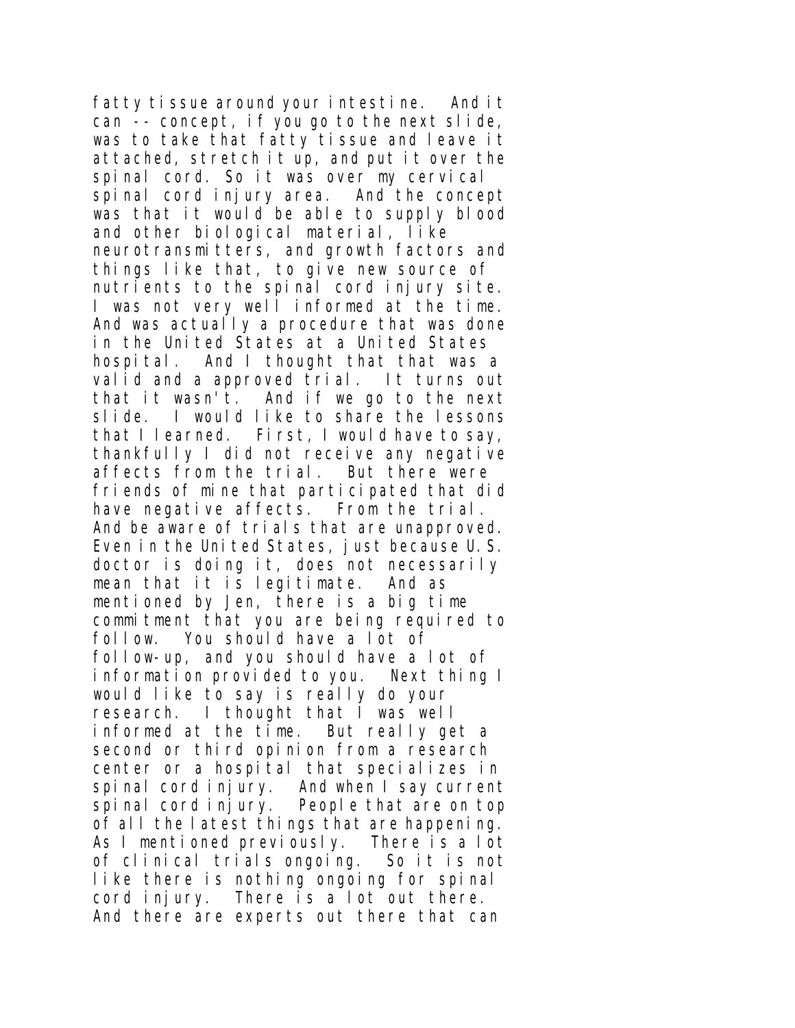fatty tissue around your intestine. And it can -- concept, if you go to the next slide, was to take that fatty tissue and leave it attached, stretch it up, and put it over the spinal cord. So it was over my cervical spinal cord injury area. And the concept was that it would be able to supply blood and other biological material, like neurotransmitters, and growth factors and things like that, to give new source of nutrients to the spinal cord injury site. I was not very well informed at the time. And was actually a procedure that was done in the United States at a United States hospital. And I thought that that was a valid and a approved trial. It turns out that it wasn't. And if we go to the next slide. I would like to share the lessons that I learned. First, I would have to say, thankfully I did not receive any negative affects from the trial. But there were friends of mine that participated that did have negative affects. From the trial. And be aware of trials that are unapproved. Even in the United States, just because U.S. doctor is doing it, does not necessarily mean that it is legitimate. And as mentioned by Jen, there is a big time commitment that you are being required to follow. You should have a lot of follow-up, and you should have a lot of information provided to you. Next thing I would like to say is really do your research. I thought that I was well informed at the time. But really get a second or third opinion from a research center or a hospital that specializes in spinal cord injury. And when I say current spinal cord injury. People that are on top of all the latest things that are happening. As I mentioned previously. There is a lot of clinical trials ongoing. So it is not like there is nothing ongoing for spinal cord injury. There is a lot out there. And there are experts out there that can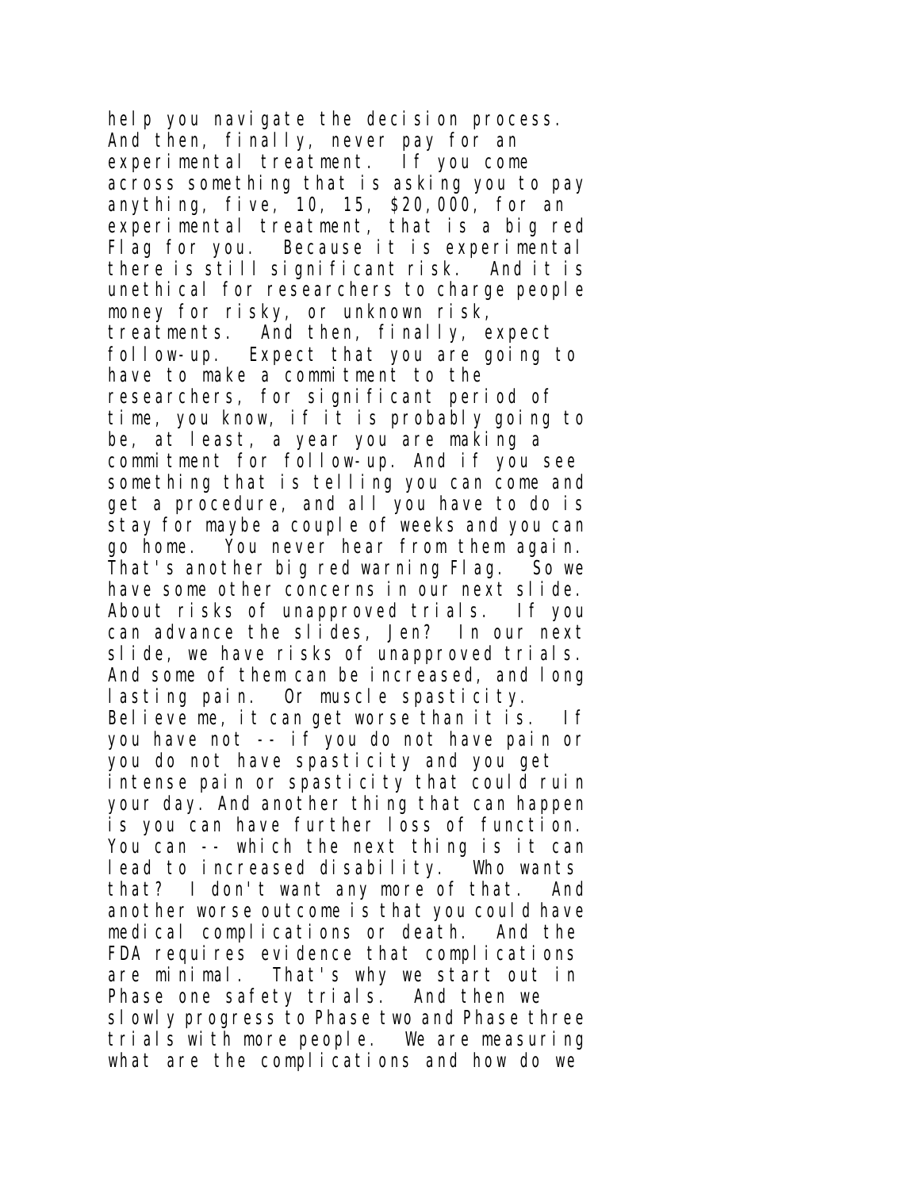help you navigate the decision process. And then, finally, never pay for an experimental treatment. If you come across something that is asking you to pay anything, five, 10, 15, $20,000, for an experimental treatment, that is a big red Flag for you. Because it is experimental there is still significant risk. And it is unethical for researchers to charge people money for risky, or unknown risk, treatments. And then, finally, expect follow-up. Expect that you are going to have to make a commitment to the researchers, for significant period of time, you know, if it is probably going to be, at least, a year you are making a commitment for follow-up. And if you see something that is telling you can come and get a procedure, and all you have to do is stay for maybe a couple of weeks and you can go home. You never hear from them again. That's another big red warning Flag. So we have some other concerns in our next slide. About risks of unapproved trials. If you can advance the slides, Jen? In our next slide, we have risks of unapproved trials. And some of them can be increased, and long lasting pain. Or muscle spasticity. Believe me, it can get worse than it is. If you have not -- if you do not have pain or you do not have spasticity and you get intense pain or spasticity that could ruin your day. And another thing that can happen is you can have further loss of function. You can -- which the next thing is it can lead to increased disability. Who wants that? I don't want any more of that. And another worse outcome is that you could have medical complications or death. And the FDA requires evidence that complications are minimal. That's why we start out in Phase one safety trials. And then we slowly progress to Phase two and Phase three trials with more people. We are measuring what are the complications and how do we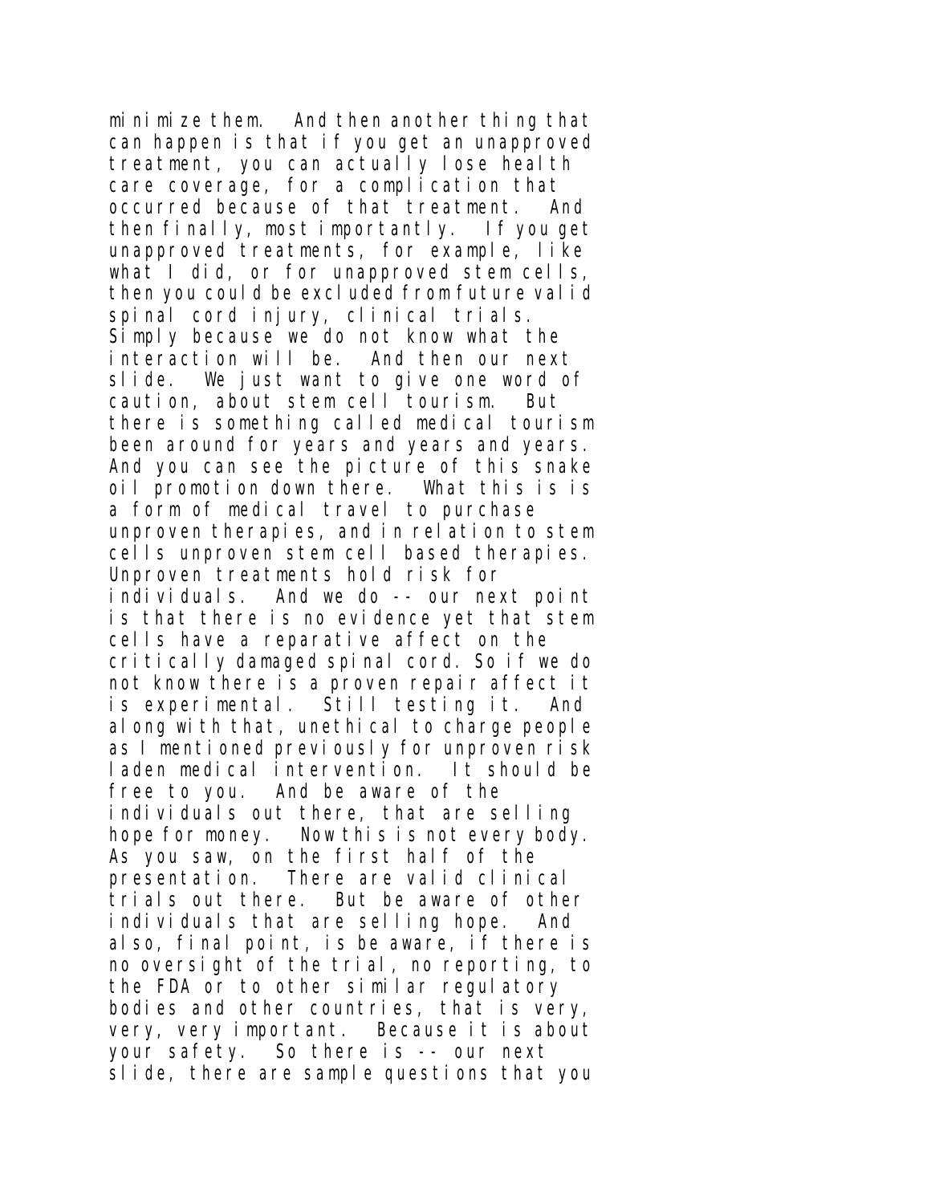minimize them. And then another thing that can happen is that if you get an unapproved treatment, you can actually lose health care coverage, for a complication that occurred because of that treatment. And then finally, most importantly. If you get unapproved treatments, for example, like what I did, or for unapproved stem cells, then you could be excluded from future valid spinal cord injury, clinical trials. Simply because we do not know what the interaction will be. And then our next slide. We just want to give one word of caution, about stem cell tourism. But there is something called medical tourism been around for years and years and years. And you can see the picture of this snake oil promotion down there. What this is is a form of medical travel to purchase unproven therapies, and in relation to stem cells unproven stem cell based therapies. Unproven treatments hold risk for individuals. And we do -- our next point is that there is no evidence yet that stem cells have a reparative affect on the critically damaged spinal cord. So if we do not know there is a proven repair affect it is experimental. Still testing it. And along with that, unethical to charge people as I mentioned previously for unproven risk laden medical intervention. It should be free to you. And be aware of the individuals out there, that are selling hope for money. Now this is not every body. As you saw, on the first half of the presentation. There are valid clinical trials out there. But be aware of other individuals that are selling hope. And also, final point, is be aware, if there is no oversight of the trial, no reporting, to the FDA or to other similar regulatory bodies and other countries, that is very, very, very important. Because it is about your safety. So there is -- our next slide, there are sample questions that you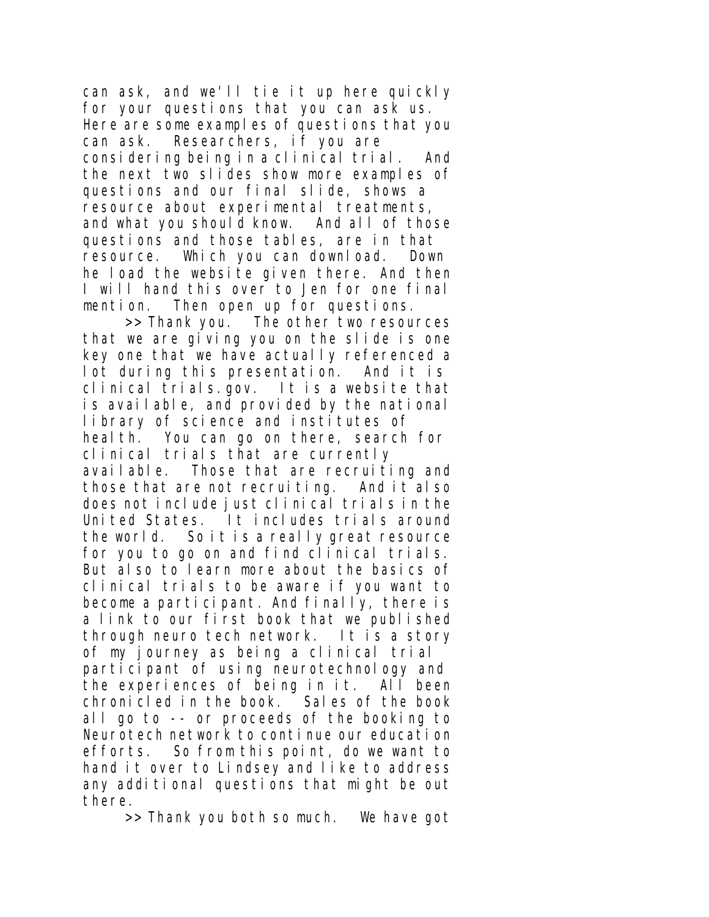can ask, and we'll tie it up here quickly for your questions that you can ask us. Here are some examples of questions that you can ask. Researchers, if you are considering being in a clinical trial. And the next two slides show more examples of questions and our final slide, shows a resource about experimental treatments, and what you should know. And all of those questions and those tables, are in that resource. Which you can download. Down he load the website given there. And then I will hand this over to Jen for one final mention. Then open up for questions.

>> Thank you. The other two resources that we are giving you on the slide is one key one that we have actually referenced a lot during this presentation. And it is clinical trials.gov. It is a website that is available, and provided by the national library of science and institutes of health. You can go on there, search for clinical trials that are currently available. Those that are recruiting and those that are not recruiting. And it also does not include just clinical trials in the United States. It includes trials around the world. So it is a really great resource for you to go on and find clinical trials. But also to learn more about the basics of clinical trials to be aware if you want to become a participant. And finally, there is a link to our first book that we published through neuro tech network. It is a story of my journey as being a clinical trial participant of using neurotechnology and the experiences of being in it. All been chronicled in the book. Sales of the book all go to -- or proceeds of the booking to Neurotech network to continue our education efforts. So from this point, do we want to hand it over to Lindsey and like to address any additional questions that might be out there.

>> Thank you both so much. We have got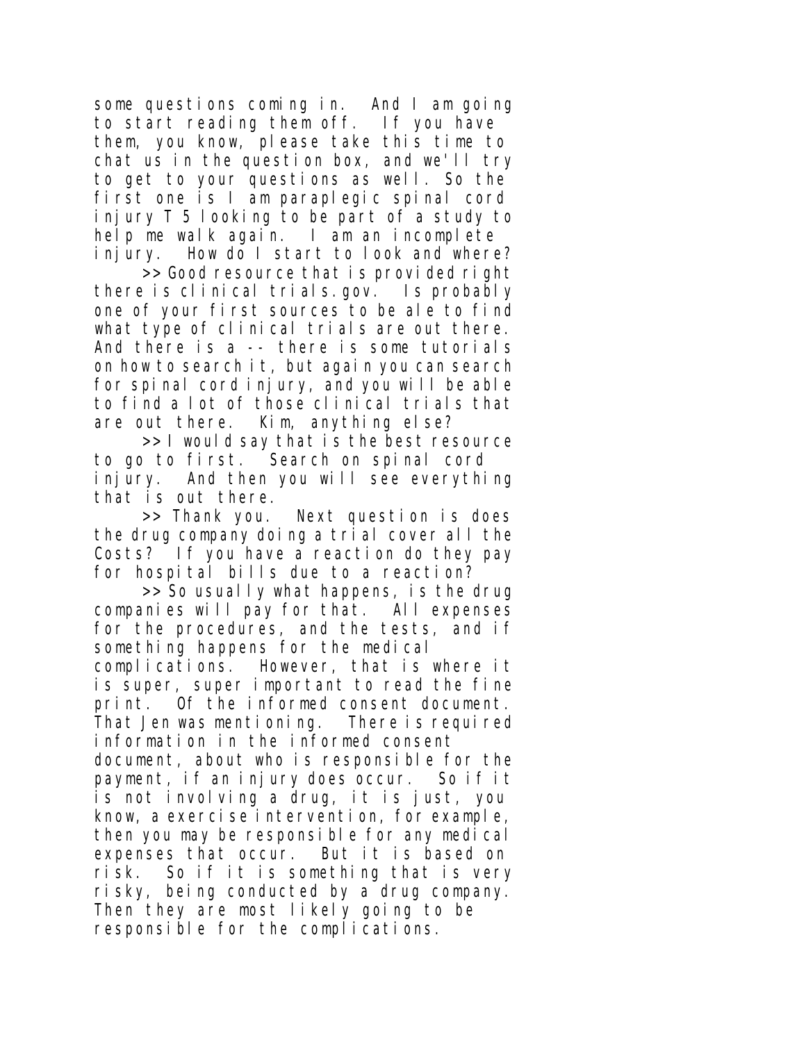some questions coming in. And I am going to start reading them off. If you have them, you know, please take this time to chat us in the question box, and we'll try to get to your questions as well. So the first one is I am paraplegic spinal cord injury T 5 looking to be part of a study to help me walk again. I am an incomplete injury. How do I start to look and where?

>> Good resource that is provided right there is clinical trials.gov. Is probably one of your first sources to be ale to find what type of clinical trials are out there. And there is a -- there is some tutorials on how to search it, but again you can search for spinal cord injury, and you will be able to find a lot of those clinical trials that are out there. Kim, anything else?

>> I would say that is the best resource to go to first. Search on spinal cord injury. And then you will see everything that is out there.

>> Thank you. Next question is does the drug company doing a trial cover all the Costs? If you have a reaction do they pay for hospital bills due to a reaction?

>> So usually what happens, is the drug companies will pay for that. All expenses for the procedures, and the tests, and if something happens for the medical complications. However, that is where it is super, super important to read the fine print. Of the informed consent document. That Jen was mentioning. There is required information in the informed consent document, about who is responsible for the payment, if an injury does occur. So if it is not involving a drug, it is just, you know, a exercise intervention, for example, then you may be responsible for any medical expenses that occur. But it is based on risk. So if it is something that is very risky, being conducted by a drug company. Then they are most likely going to be responsible for the complications.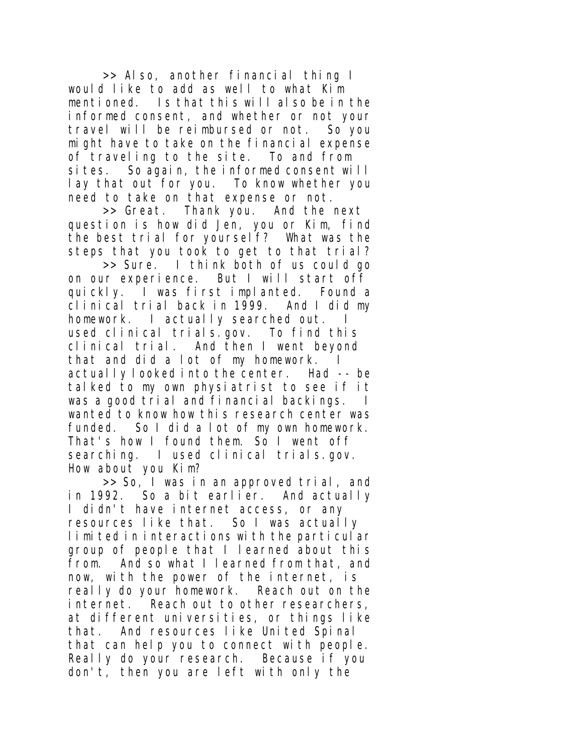>> Also, another financial thing I would like to add as well to what Kim mentioned. Is that this will also be in the informed consent, and whether or not your travel will be reimbursed or not. So you might have to take on the financial expense of traveling to the site. To and from sites. So again, the informed consent will lay that out for you. To know whether you need to take on that expense or not.

>> Great. Thank you. And the next question is how did Jen, you or Kim, find the best trial for yourself? What was the steps that you took to get to that trial?

>> Sure. I think both of us could go on our experience. But I will start off quickly. I was first implanted. Found a clinical trial back in 1999. And I did my homework. I actually searched out. I used clinical trials.gov. To find this clinical trial. And then I went beyond that and did a lot of my homework. I actually looked into the center. Had -- be talked to my own physiatrist to see if it was a good trial and financial backings. I wanted to know how this research center was funded. So I did a lot of my own homework. That's how I found them. So I went off searching. I used clinical trials.gov. How about you Kim?

>> So, I was in an approved trial, and in 1992. So a bit earlier. And actually I didn't have internet access, or any resources like that. So I was actually limited in interactions with the particular group of people that I learned about this from. And so what I learned from that, and now, with the power of the internet, is really do your homework. Reach out on the internet. Reach out to other researchers, at different universities, or things like that. And resources like United Spinal that can help you to connect with people. Really do your research. Because if you don't, then you are left with only the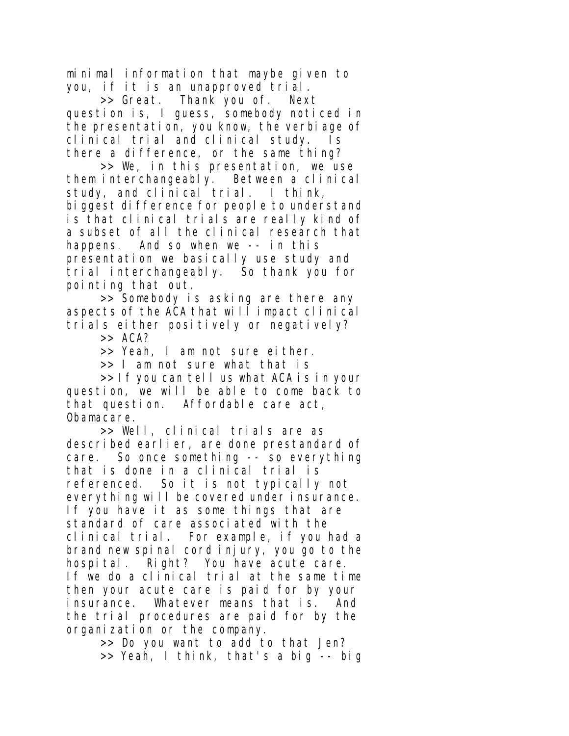minimal information that maybe given to you, if it is an unapproved trial.

>> Great. Thank you of. Next question is, I guess, somebody noticed in the presentation, you know, the verbiage of clinical trial and clinical study. Is there a difference, or the same thing?

>> We, in this presentation, we use them interchangeably. Between a clinical study, and clinical trial. I think, biggest difference for people to understand is that clinical trials are really kind of a subset of all the clinical research that happens. And so when we -- in this presentation we basically use study and trial interchangeably. So thank you for pointing that out.

>> Somebody is asking are there any aspects of the ACA that will impact clinical trials either positively or negatively?

>> ACA?

>> Yeah, I am not sure either.

>> I am not sure what that is

>> If you can tell us what ACA is in your question, we will be able to come back to that question. Affordable care act, Obamacare.

>> Well, clinical trials are as described earlier, are done prestandard of care. So once something -- so everything that is done in a clinical trial is referenced. So it is not typically not everything will be covered under insurance. If you have it as some things that are standard of care associated with the clinical trial. For example, if you had a brand new spinal cord injury, you go to the hospital. Right? You have acute care. If we do a clinical trial at the same time then your acute care is paid for by your insurance. Whatever means that is. And the trial procedures are paid for by the organization or the company.

>> Do you want to add to that Jen?

>> Yeah, I think, that's a big -- big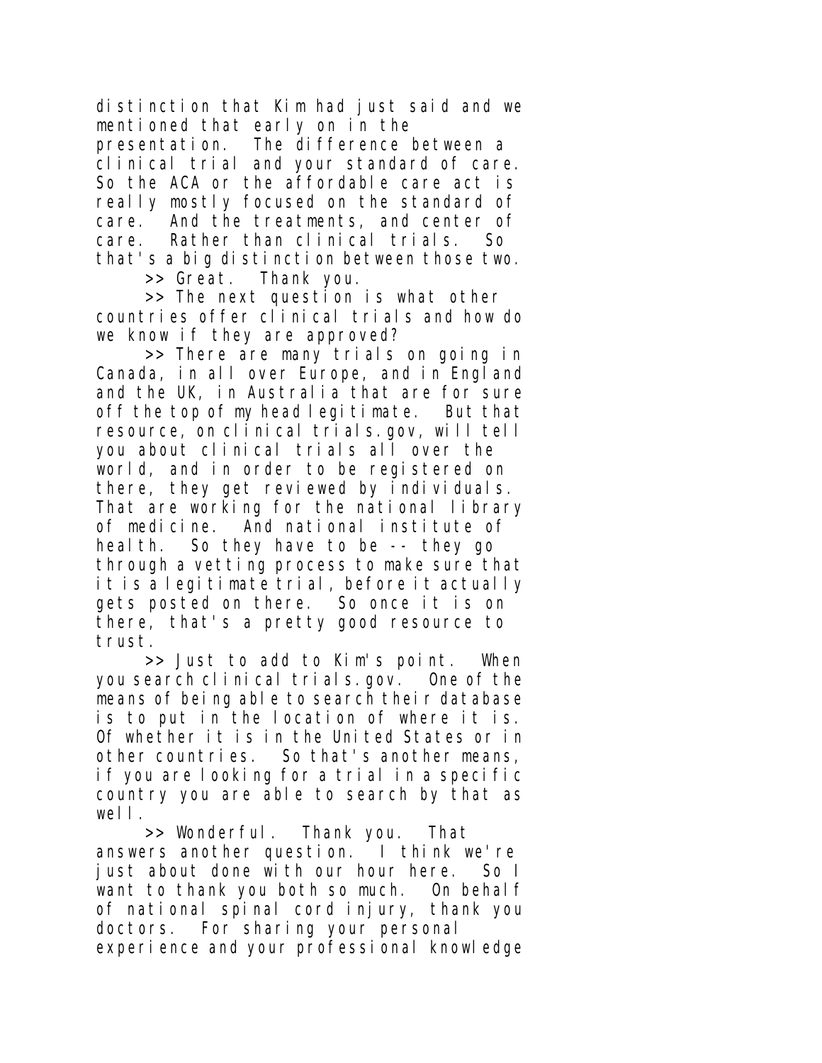distinction that Kim had just said and we mentioned that early on in the presentation. The difference between a clinical trial and your standard of care. So the ACA or the affordable care act is really mostly focused on the standard of care. And the treatments, and center of care. Rather than clinical trials. So that's a big distinction between those two.

>> Great. Thank you.

>> The next question is what other countries offer clinical trials and how do we know if they are approved?

>> There are many trials on going in Canada, in all over Europe, and in England and the UK, in Australia that are for sure off the top of my head legitimate. But that resource, on clinical trials.gov, will tell you about clinical trials all over the world, and in order to be registered on there, they get reviewed by individuals. That are working for the national library of medicine. And national institute of health. So they have to be -- they go through a vetting process to make sure that it is a legitimate trial, before it actually gets posted on there. So once it is on there, that's a pretty good resource to trust.

>> Just to add to Kim's point. When you search clinical trials.gov. One of the means of being able to search their database is to put in the location of where it is. Of whether it is in the United States or in other countries. So that's another means, if you are looking for a trial in a specific country you are able to search by that as well.

>> Wonderful. Thank you. That answers another question. I think we're just about done with our hour here. So I want to thank you both so much. On behalf of national spinal cord injury, thank you doctors. For sharing your personal experience and your professional knowledge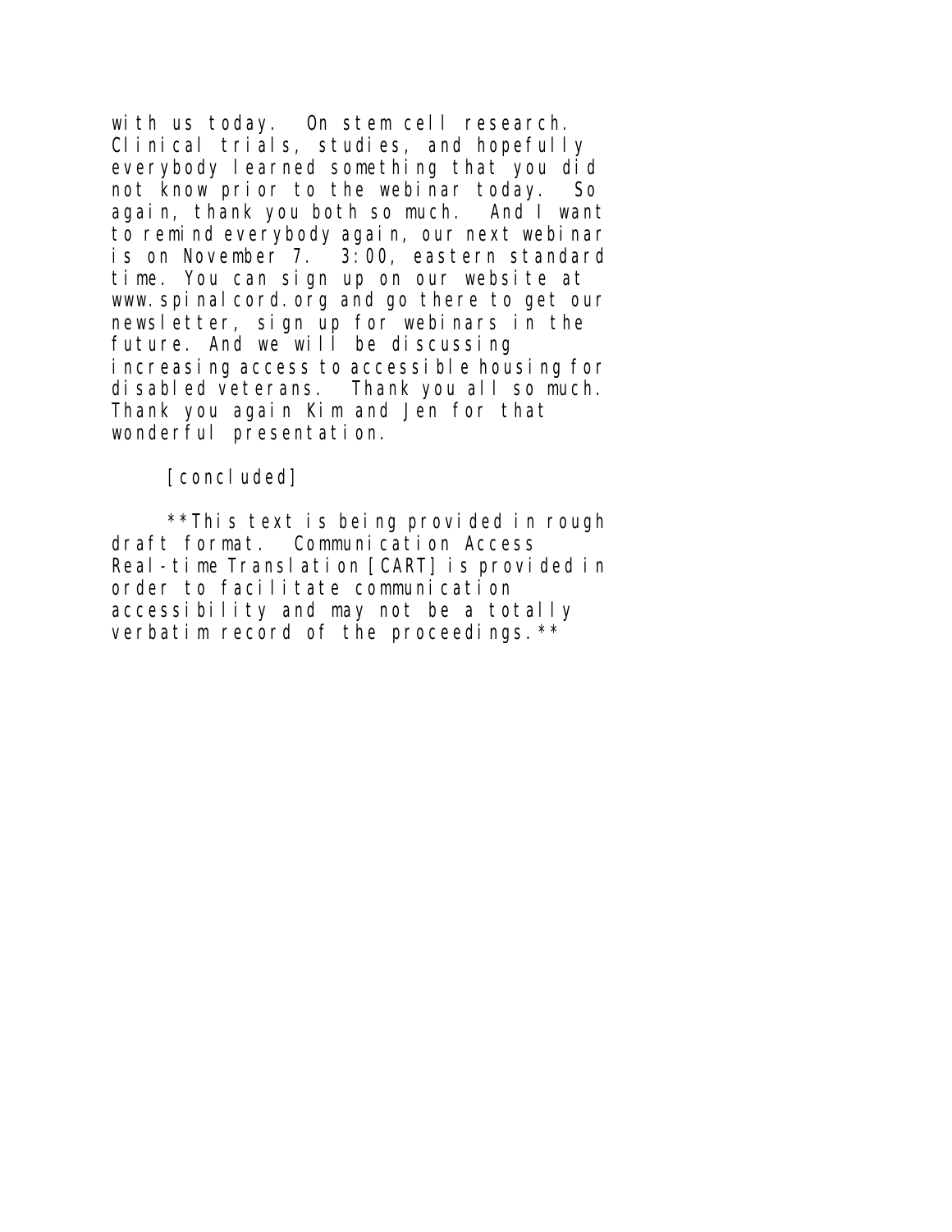with us today. On stem cell research. Clinical trials, studies, and hopefully everybody learned something that you did not know prior to the webinar today. So again, thank you both so much. And I want to remind everybody again, our next webinar is on November 7. 3:00, eastern standard time. You can sign up on our website at www.spinalcord.org and go there to get our newsletter, sign up for webinars in the future. And we will be discussing increasing access to accessible housing for disabled veterans. Thank you all so much. Thank you again Kim and Jen for that wonderful presentation.

[concluded]

**This text is being provided in rough draft format. Communication Access Real-time Translation [CART] is provided in order to facilitate communication accessibility and may not be a totally verbatim record of the proceedings.**